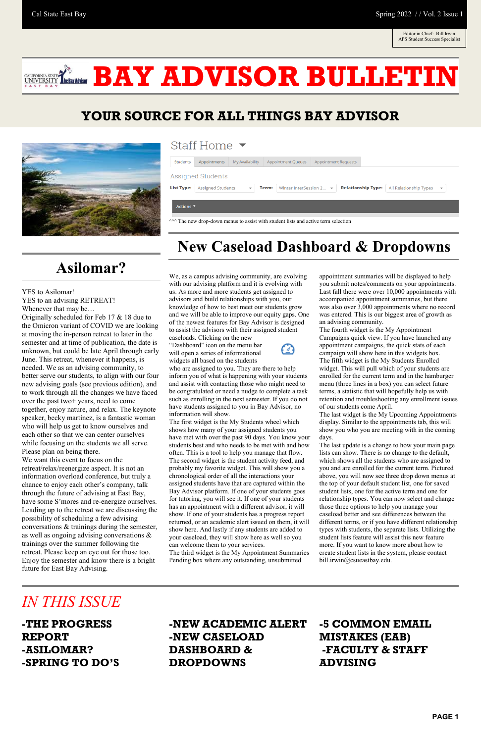Cal State East Bay — Spring 2022 / / Vol. 2 Issue 1

Editor in Chief: Bill Irwin
APS Student Success Specialist

# BAY ADVISOR BULLETIN

## YOUR SOURCE FOR ALL THINGS BAY ADVISOR

Staff Home

Students | Appointments | My Availability | Appointment Queues | Appointment Requests

Assigned Students

List Type: Assigned Students | Term: Winter InterSession 2... | Relationship Type: All Relationship Types

Actions

^^^ The new drop-down menus to assist with student lists and active term selection

## Asilomar?

YES to Asilomar!
YES to an advising RETREAT!
Whenever that may be…
Originally scheduled for Feb 17 & 18 due to the Omicron variant of COVID we are looking at moving the in-person retreat to later in the semester and at time of publication, the date is unknown, but could be late April through early June. This retreat, whenever it happens, is needed. We as an advising community, to better serve our students, to align with our four new advising goals (see previous edition), and to work through all the changes we have faced over the past two+ years, need to come together, enjoy nature, and relax. The keynote speaker, becky martinez, is a fantastic woman who will help us get to know ourselves and each other so that we can center ourselves while focusing on the students we all serve. Please plan on being there.
We want this event to focus on the retreat/relax/reenergize aspect. It is not an information overload conference, but truly a chance to enjoy each other's company, talk through the future of advising at East Bay, have some S'mores and re-energize ourselves. Leading up to the retreat we are discussing the possibility of scheduling a few advising conversations & trainings during the semester, as well as ongoing advising conversations & trainings over the summer following the retreat. Please keep an eye out for those too.
Enjoy the semester and know there is a bright future for East Bay Advising.

## New Caseload Dashboard & Dropdowns

We, as a campus advising community, are evolving with our advising platform and it is evolving with us. As more and more students get assigned to advisors and build relationships with you, our knowledge of how to best meet our students grow and we will be able to improve our equity gaps. One of the newest features for Bay Advisor is designed to assist the advisors with their assigned student caseloads. Clicking on the new "Dashboard" icon on the menu bar will open a series of informational widgets all based on the students who are assigned to you. They are there to help inform you of what is happening with your students and assist with contacting those who might need to be congratulated or need a nudge to complete a task such as enrolling in the next semester. If you do not have students assigned to you in Bay Advisor, no information will show.
The first widget is the My Students Wheel which shows how many of your assigned students you have met with over the past 90 days. You know your students best and who needs to be met with and how often. This is a tool to help you manage that flow.
The second widget is the student activity feed, and probably my favorite widget. This will show you a chronological order of all the interactions your assigned students have that are captured within the Bay Advisor platform. If one of your students goes for tutoring, you will see it. If one of your students has an appointment with a different advisor, it will show. If one of your students has a progress report returned, or an academic alert issued on them, it will show here. And lastly if any students are added to your caseload, they will show here as well so you can welcome them to your services.
The third widget is the My Appointment Summaries Pending box where any outstanding, unsubmitted appointment summaries will be displayed to help you submit notes/comments on your appointments. Last fall there were over 10,000 appointments with accompanied appointment summaries, but there was also over 3,000 appointments where no record was entered. This is our biggest area of growth as an advising community.
The fourth widget is the My Appointment Campaigns quick view. If you have launched any appointment campaigns, the quick stats of each campaign will show here in this widgets box.
The fifth widget is the My Students Enrolled widget. This will pull which of your students are enrolled for the current term and in the hamburger menu (three lines in a box) you can select future terms, a statistic that will hopefully help us with retention and troubleshooting any enrollment issues of our students come April.
The last widget is the My Upcoming Appointments display. Similar to the appointments tab, this will show you who you are meeting with in the coming days.
The last update is a change to how your main page lists can show. There is no change to the default, which shows all the students who are assigned to you and are enrolled for the current term. Pictured above, you will now see three drop down menus at the top of your default student list, one for saved student lists, one for the active term and one for relationship types. You can now select and change those three options to help you manage your caseload better and see differences between the different terms, or if you have different relationship types with students, the separate lists. Utilizing the student lists feature will assist this new feature more. If you want to know more about how to create student lists in the system, please contact bill.irwin@csueastbay.edu.

## *IN THIS ISSUE*

**-THE PROGRESS REPORT**
**-ASILOMAR?**
**-SPRING TO DO'S**
**-NEW ACADEMIC ALERT**
**-NEW CASELOAD DASHBOARD & DROPDOWNS**
**-5 COMMON EMAIL MISTAKES (EAB)**
**-FACULTY & STAFF ADVISING**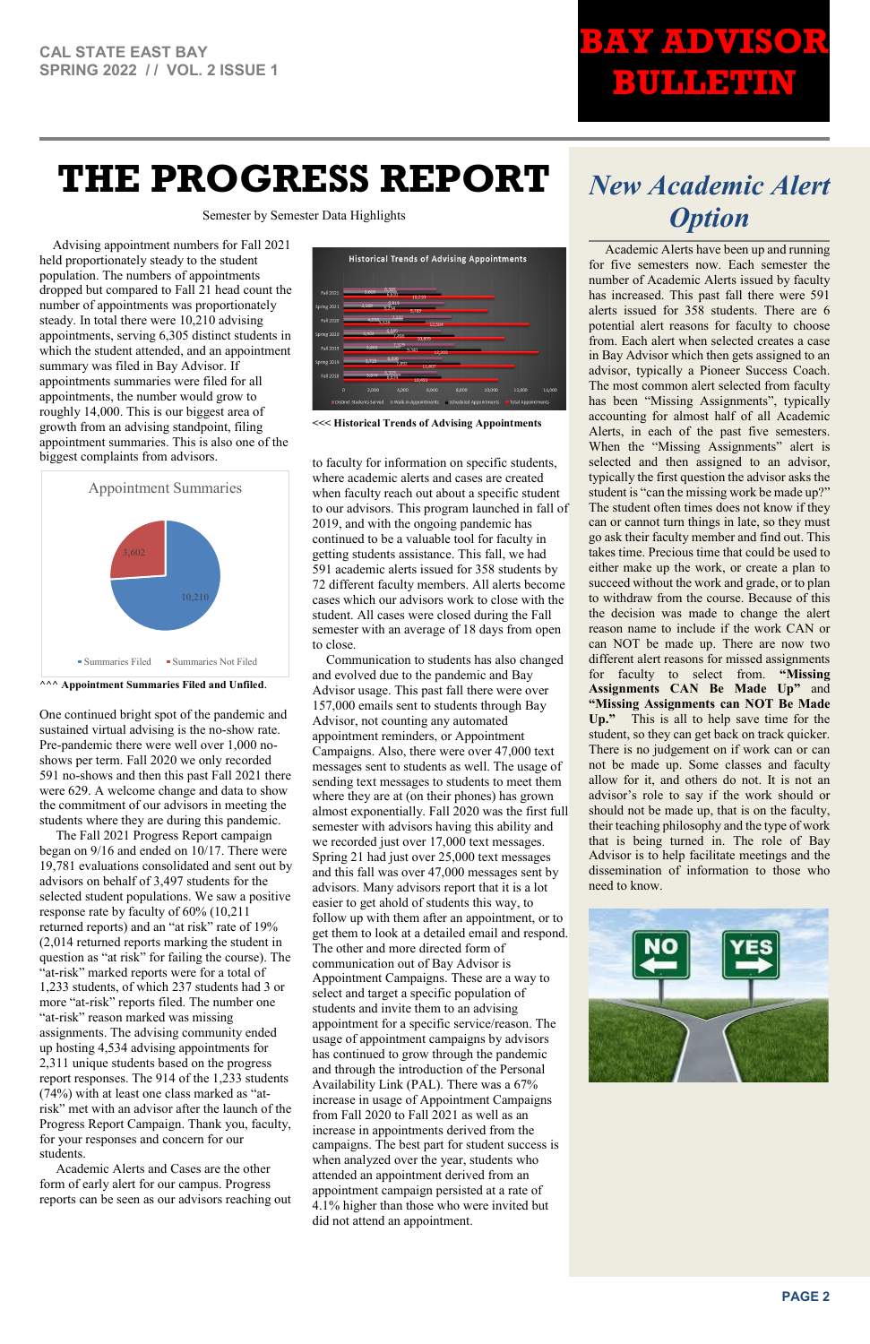# THE PROGRESS REPORT

Semester by Semester Data Highlights

Advising appointment numbers for Fall 2021 held proportionately steady to the student population. The numbers of appointments dropped but compared to Fall 21 head count the number of appointments was proportionately steady. In total there were 10,210 advising appointments, serving 6,305 distinct students in which the student attended, and an appointment summary was filed in Bay Advisor. If appointments summaries were filed for all appointments, the number would grow to roughly 14,000. This is our biggest area of growth from an advising standpoint, filing appointment summaries. This is also one of the biggest complaints from advisors.

^^^ **Appointment Summaries Filed and Unfiled**.

One continued bright spot of the pandemic and sustained virtual advising is the no-show rate. Pre-pandemic there were well over 1,000 no-shows per term. Fall 2020 we only recorded 591 no-shows and then this past Fall 2021 there were 629. A welcome change and data to show the commitment of our advisors in meeting the students where they are during this pandemic.

The Fall 2021 Progress Report campaign began on 9/16 and ended on 10/17. There were 19,781 evaluations consolidated and sent out by advisors on behalf of 3,497 students for the selected student populations. We saw a positive response rate by faculty of 60% (10,211 returned reports) and an "at risk" rate of 19% (2,014 returned reports marking the student in question as "at risk" for failing the course). The "at-risk" marked reports were for a total of 1,233 students, of which 237 students had 3 or more "at-risk" reports filed. The number one "at-risk" reason marked was missing assignments. The advising community ended up hosting 4,534 advising appointments for 2,311 unique students based on the progress report responses. The 914 of the 1,233 students (74%) with at least one class marked as "at-risk" met with an advisor after the launch of the Progress Report Campaign. Thank you, faculty, for your responses and concern for our students.

Academic Alerts and Cases are the other form of early alert for our campus. Progress reports can be seen as our advisors reaching out to faculty for information on specific students, where academic alerts and cases are created when faculty reach out about a specific student to our advisors. This program launched in fall of 2019, and with the ongoing pandemic has continued to be a valuable tool for faculty in getting students assistance. This fall, we had 591 academic alerts issued for 358 students by 72 different faculty members. All alerts become cases which our advisors work to close with the student. All cases were closed during the Fall semester with an average of 18 days from open to close.

<<< **Historical Trends of Advising Appointments**

Communication to students has also changed and evolved due to the pandemic and Bay Advisor usage. This past fall there were over 157,000 emails sent to students through Bay Advisor, not counting any automated appointment reminders, or Appointment Campaigns. Also, there were over 47,000 text messages sent to students as well. The usage of sending text messages to students to meet them where they are at (on their phones) has grown almost exponentially. Fall 2020 was the first full semester with advisors having this ability and we recorded just over 17,000 text messages. Spring 21 had just over 25,000 text messages and this fall was over 47,000 messages sent by advisors. Many advisors report that it is a lot easier to get ahold of students this way, to follow up with them after an appointment, or to get them to look at a detailed email and respond. The other and more directed form of communication out of Bay Advisor is Appointment Campaigns. These are a way to select and target a specific population of students and invite them to an advising appointment for a specific service/reason. The usage of appointment campaigns by advisors has continued to grow through the pandemic and through the introduction of the Personal Availability Link (PAL). There was a 67% increase in usage of Appointment Campaigns from Fall 2020 to Fall 2021 as well as an increase in appointments derived from the campaigns. The best part for student success is when analyzed over the year, students who attended an appointment derived from an appointment campaign persisted at a rate of 4.1% higher than those who were invited but did not attend an appointment.

## *New Academic Alert Option*

Academic Alerts have been up and running for five semesters now. Each semester the number of Academic Alerts issued by faculty has increased. This past fall there were 591 alerts issued for 358 students. There are 6 potential alert reasons for faculty to choose from. Each alert when selected creates a case in Bay Advisor which then gets assigned to an advisor, typically a Pioneer Success Coach. The most common alert selected from faculty has been "Missing Assignments", typically accounting for almost half of all Academic Alerts, in each of the past five semesters. When the "Missing Assignments" alert is selected and then assigned to an advisor, typically the first question the advisor asks the student is "can the missing work be made up?" The student often times does not know if they can or cannot turn things in late, so they must go ask their faculty member and find out. This takes time. Precious time that could be used to either make up the work, or create a plan to succeed without the work and grade, or to plan to withdraw from the course. Because of this the decision was made to change the alert reason name to include if the work CAN or can NOT be made up. There are now two different alert reasons for missed assignments for faculty to select from. **"Missing Assignments CAN Be Made Up"** and **"Missing Assignments can NOT Be Made Up."** This is all to help save time for the student, so they can get back on track quicker. There is no judgement on if work can or can not be made up. Some classes and faculty allow for it, and others do not. It is not an advisor's role to say if the work should or should not be made up, that is on the faculty, their teaching philosophy and the type of work that is being turned in. The role of Bay Advisor is to help facilitate meetings and the dissemination of information to those who need to know.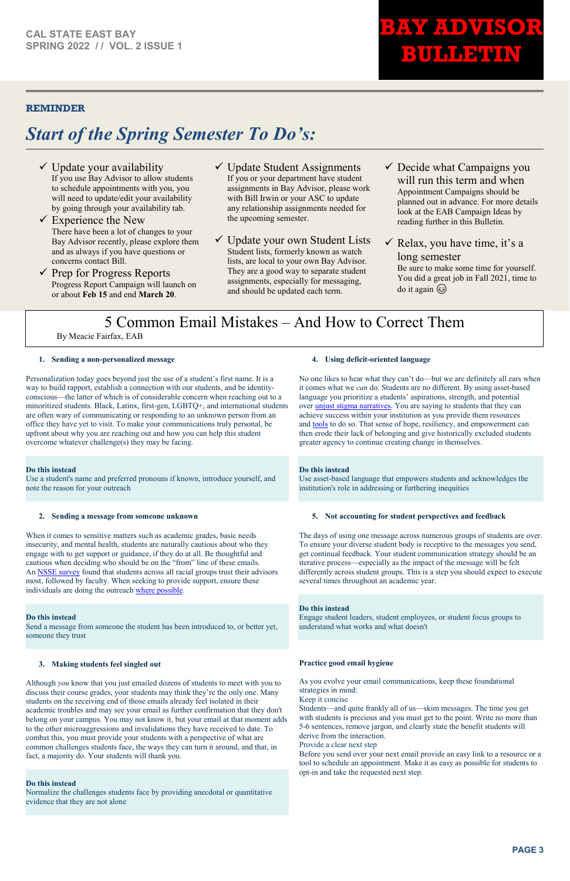# BAY ADVISOR BULLETIN

CAL STATE EAST BAY
SPRING 2022 // VOL. 2 ISSUE 1

**REMINDER**

## *Start of the Spring Semester To Do's:*

- ✓ **Update your availability**
  If you use Bay Advisor to allow students to schedule appointments with you, you will need to update/edit your availability by going through your availability tab.
- ✓ **Experience the New**
  There have been a lot of changes to your Bay Advisor recently, please explore them and as always if you have questions or concerns contact Bill.
- ✓ **Prep for Progress Reports**
  Progress Report Campaign will launch on or about **Feb 15** and end **March 20**.
- ✓ **Update Student Assignments**
  If you or your department have student assignments in Bay Advisor, please work with Bill Irwin or your ASC to update any relationship assignments needed for the upcoming semester.
- ✓ **Update your own Student Lists**
  Student lists, formerly known as watch lists, are local to your own Bay Advisor. They are a good way to separate student assignments, especially for messaging, and should be updated each term.
- ✓ **Decide what Campaigns you will run this term and when**
  Appointment Campaigns should be planned out in advance. For more details look at the EAB Campaign Ideas by reading further in this Bulletin.
- ✓ **Relax, you have time, it's a long semester**
  Be sure to make some time for yourself. You did a great job in Fall 2021, time to do it again 😉

## 5 Common Email Mistakes – And How to Correct Them

By Meacie Fairfax, EAB

### 1. Sending a non-personalized message

Personalization today goes beyond just the use of a student's first name. It is a way to build rapport, establish a connection with our students, and be identity-conscious—the latter of which is of considerable concern when reaching out to a minoritized students. Black, Latinx, first-gen, LGBTQ+, and international students are often wary of communicating or responding to an unknown person from an office they have yet to visit. To make your communications truly personal, be upfront about why you are reaching out and how you can help this student overcome whatever challenge(s) they may be facing.

**Do this instead**
Use a student's name and preferred pronouns if known, introduce yourself, and note the reason for your outreach

### 2. Sending a message from someone unknown

When it comes to sensitive matters such as academic grades, basic needs insecurity, and mental health, students are naturally cautious about who they engage with to get support or guidance, if they do at all. Be thoughtful and cautious when deciding who should be on the "from" line of these emails. An NSSE survey found that students across all racial groups trust their advisors most, followed by faculty. When seeking to provide support, ensure these individuals are doing the outreach where possible.

**Do this instead**
Send a message from someone the student has been introduced to, or better yet, someone they trust

### 3. Making students feel singled out

Although *you* know that you just emailed dozens of students to meet with you to discuss their course grades, your students may think they're the only one. Many students on the receiving end of those emails already feel isolated in their academic troubles and may see your email as further confirmation that they don't belong on your campus. You may not know it, but your email at that moment adds to the other microaggressions and invalidations they have received to date. To combat this, you must provide your students with a perspective of what are common challenges students face, the ways they can turn it around, and that, in fact, a majority do. Your students will thank you.

**Do this instead**
Normalize the challenges students face by providing anecdotal or quantitative evidence that they are not alone

### 4. Using deficit-oriented language

No one likes to hear what they can't do—but we are definitely all ears when it comes what we *can* do. Students are no different. By using asset-based language you prioritize a students' aspirations, strength, and potential over unjust stigma narratives. You are saying to students that they can achieve success within your institution as you provide them resources and tools to do so. That sense of hope, resiliency, and empowerment can then erode their lack of belonging and give historically excluded students greater agency to continue creating change in themselves.

**Do this instead**
Use asset-based language that empowers students and acknowledges the institution's role in addressing or furthering inequities

### 5. Not accounting for student perspectives and feedback

The days of using one message across numerous groups of students are over. To ensure your diverse student body is receptive to the messages you send, get continual feedback. Your student communication strategy should be an iterative process—especially as the impact of the message will be felt differently across student groups. This is a step you should expect to execute several times throughout an academic year.

**Do this instead**
Engage student leaders, student employees, or student focus groups to understand what works and what doesn't

### Practice good email hygiene

As you evolve your email communications, keep these foundational strategies in mind:

Keep it concise
Students—and quite frankly all of us—skim messages. The time you get with students is precious and you must get to the point. Write no more than 5-6 sentences, remove jargon, and clearly state the benefit students will derive from the interaction.

Provide a clear next step
Before you send over your next email provide an easy link to a resource or a tool to schedule an appointment. Make it as easy as possible for students to opt-in and take the requested next step.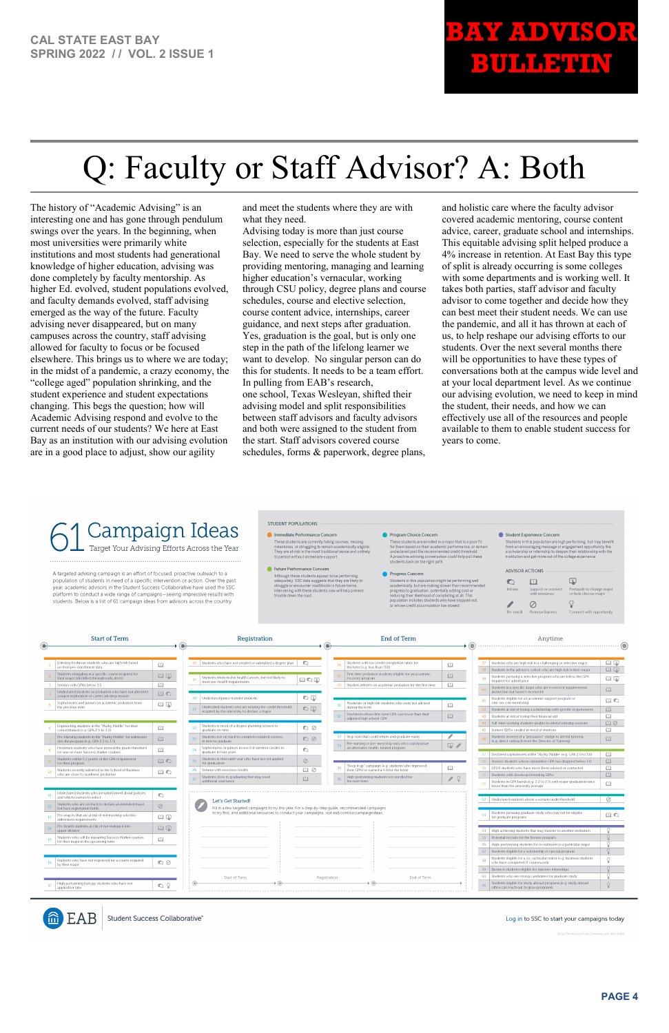# Q: Faculty or Staff Advisor? A: Both

The history of "Academic Advising" is an interesting one and has gone through pendulum swings over the years. In the beginning, when most universities were primarily white institutions and most students had generational knowledge of higher education, advising was done completely by faculty mentorship. As higher Ed. evolved, student populations evolved, and faculty demands evolved, staff advising emerged as the way of the future. Faculty advising never disappeared, but on many campuses across the country, staff advising allowed for faculty to focus or be focused elsewhere. This brings us to where we are today; in the midst of a pandemic, a crazy economy, the "college aged" population shrinking, and the student experience and student expectations changing. This begs the question; how will Academic Advising respond and evolve to the current needs of our students? We here at East Bay as an institution with our advising evolution are in a good place to adjust, show our agility and meet the students where they are with what they need.

Advising today is more than just course selection, especially for the students at East Bay. We need to serve the whole student by providing mentoring, managing and learning higher education's vernacular, working through CSU policy, degree plans and course schedules, course and elective selection, course content advice, internships, career guidance, and next steps after graduation. Yes, graduation is the goal, but is only one step in the path of the lifelong learner we want to develop. No singular person can do this for students. It needs to be a team effort. In pulling from EAB's research, one school, Texas Wesleyan, shifted their advising model and split responsibilities between staff advisors and faculty advisors and both were assigned to the student from the start. Staff advisors covered course schedules, forms & paperwork, degree plans, and holistic care where the faculty advisor covered academic mentoring, course content advice, career, graduate school and internships. This equitable advising split helped produce a 4% increase in retention. At East Bay this type of split is already occurring is some colleges with some departments and is working well. It takes both parties, staff advisor and faculty advisor to come together and decide how they can best meet their student needs. We can use the pandemic, and all it has thrown at each of us, to help reshape our advising efforts to our students. Over the next several months there will be opportunities to have these types of conversations both at the campus wide level and at your local department level. As we continue our advising evolution, we need to keep in mind the student, their needs, and how we can effectively use all of the resources and people available to them to enable student success for years to come.